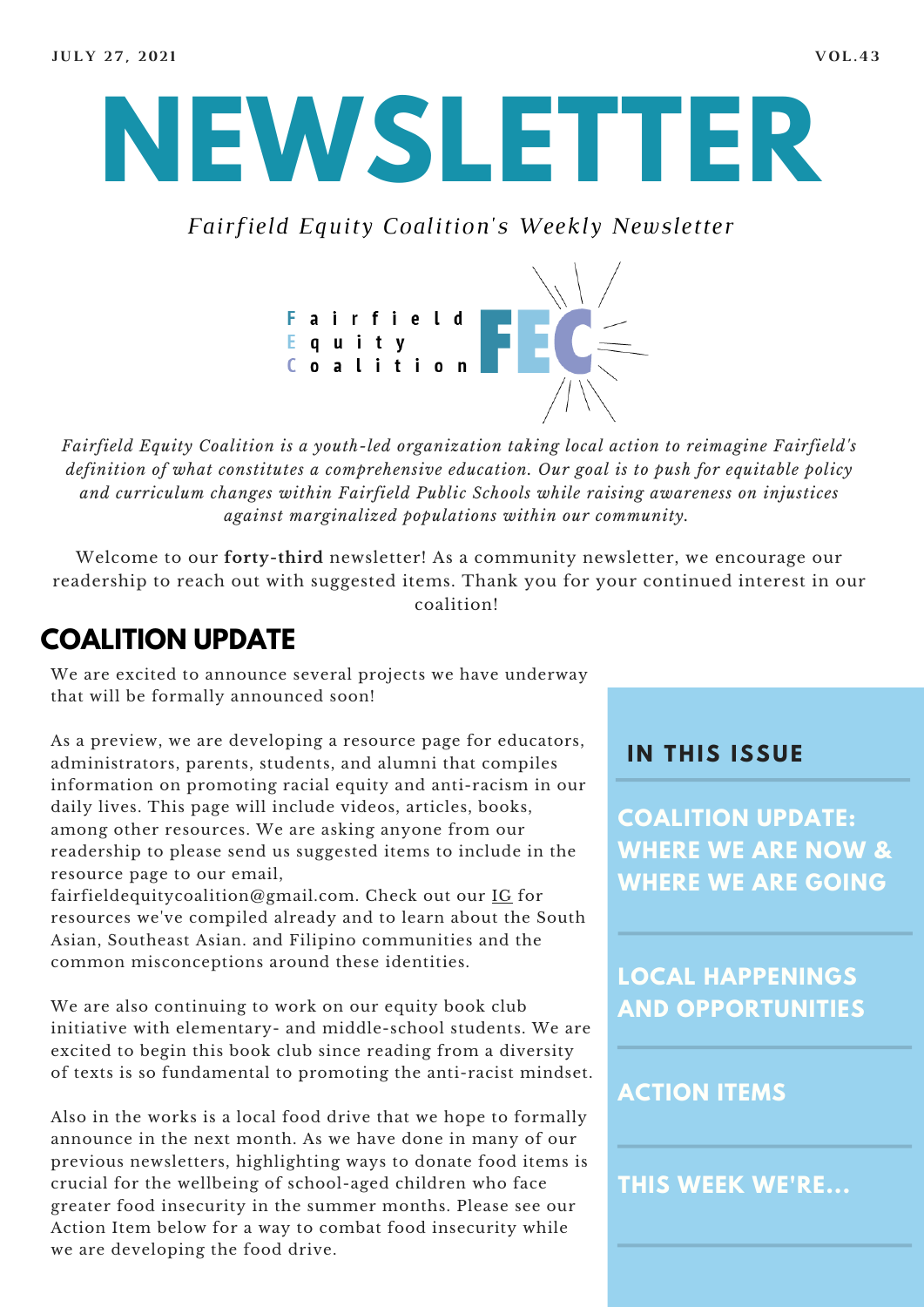JULY 27, 2021 VOL.43

# NEWSLETTER

*Fairfield Equity Coalition's Weekly Newsletter*

Fairfield Equity Coalition FEC

*Fairfield Equity Coalition is a youth-led organization taking local action to reimagine Fairfield's definition of what constitutes a comprehensive education. Our goal is to push for equitable policy and curriculum changes within Fairfield Public Schools while raising awareness on injustices against marginalized populations within our community.*

Welcome to our **forty-third** newsletter! As a community newsletter, we encourage our readership to reach out with suggested items. Thank you for your continued interest in our coalition!

## COALITION UPDATE

We are excited to announce several projects we have underway that will be formally announced soon!

As a preview, we are developing a resource page for educators, administrators, parents, students, and alumni that compiles information on promoting racial equity and anti-racism in our daily lives. This page will include videos, articles, books, among other resources. We are asking anyone from our readership to please send us suggested items to include in the resource page to our email, fairfieldequitycoalition@gmail.com. Check out our IG for resources we've compiled already and to learn about the South Asian, Southeast Asian. and Filipino communities and the common misconceptions around these identities.

We are also continuing to work on our equity book club initiative with elementary- and middle-school students. We are excited to begin this book club since reading from a diversity of texts is so fundamental to promoting the anti-racist mindset.

Also in the works is a local food drive that we hope to formally announce in the next month. As we have done in many of our previous newsletters, highlighting ways to donate food items is crucial for the wellbeing of school-aged children who face greater food insecurity in the summer months. Please see our Action Item below for a way to combat food insecurity while we are developing the food drive.

### IN THIS ISSUE

- **COALITION UPDATE: WHERE WE ARE NOW & WHERE WE ARE GOING**
- **LOCAL HAPPENINGS AND OPPORTUNITIES**
- **ACTION ITEMS**
- **THIS WEEK WE'RE...**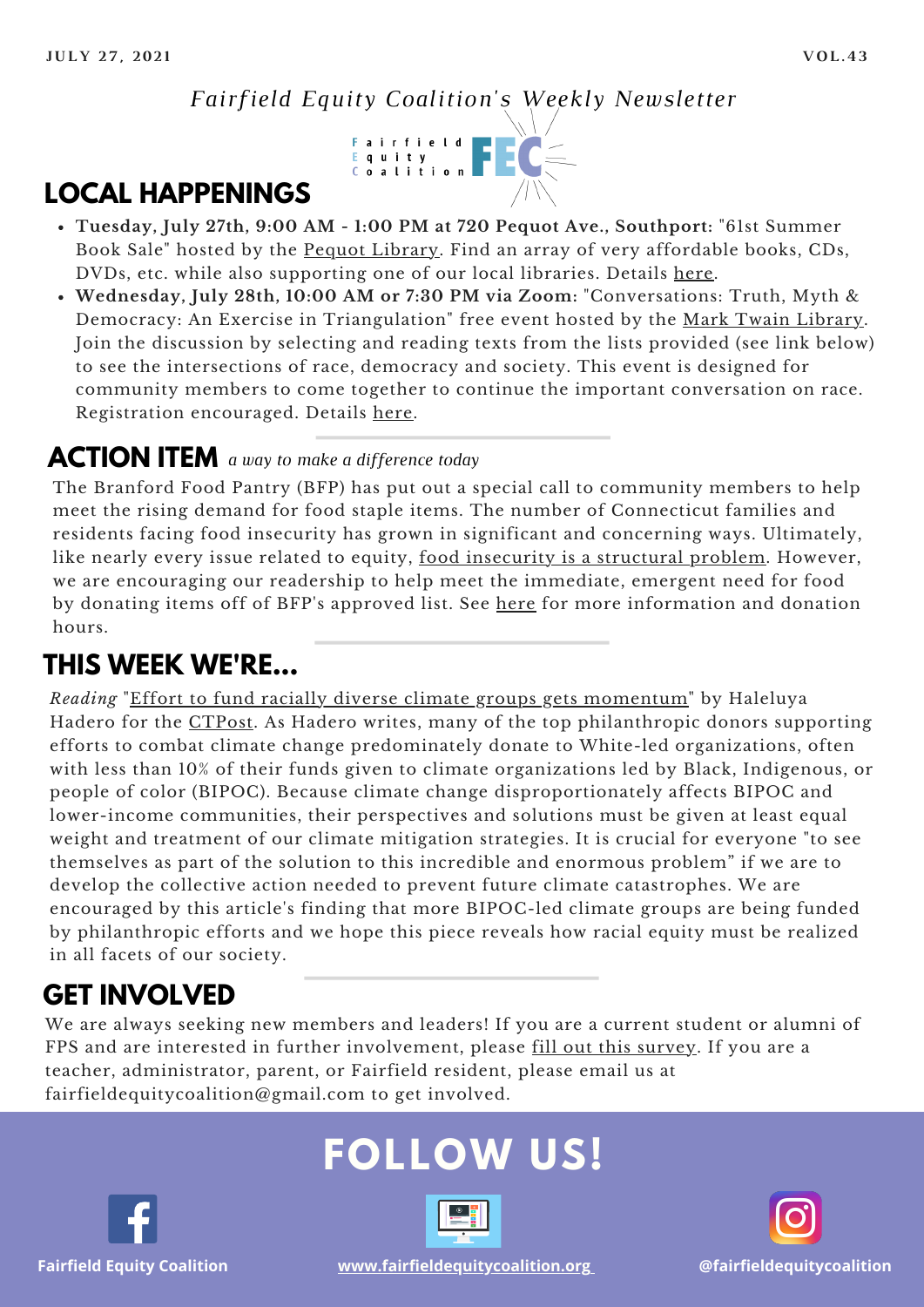JULY 27, 2021 VOL.43

*Fairfield Equity Coalition's Weekly Newsletter*

## LOCAL HAPPENINGS

- **Tuesday, July 27th, 9:00 AM - 1:00 PM at 720 Pequot Ave., Southport:** "61st Summer Book Sale" hosted by the Pequot Library. Find an array of very affordable books, CDs, DVDs, etc. while also supporting one of our local libraries. Details here.
- **Wednesday, July 28th, 10:00 AM or 7:30 PM via Zoom:** "Conversations: Truth, Myth & Democracy: An Exercise in Triangulation" free event hosted by the Mark Twain Library. Join the discussion by selecting and reading texts from the lists provided (see link below) to see the intersections of race, democracy and society. This event is designed for community members to come together to continue the important conversation on race. Registration encouraged. Details here.

## ACTION ITEM *a way to make a difference today*

The Branford Food Pantry (BFP) has put out a special call to community members to help meet the rising demand for food staple items. The number of Connecticut families and residents facing food insecurity has grown in significant and concerning ways. Ultimately, like nearly every issue related to equity, food insecurity is a structural problem. However, we are encouraging our readership to help meet the immediate, emergent need for food by donating items off of BFP's approved list. See here for more information and donation hours.

## THIS WEEK WE'RE...

*Reading* "Effort to fund racially diverse climate groups gets momentum" by Haleluya Hadero for the CTPost. As Hadero writes, many of the top philanthropic donors supporting efforts to combat climate change predominately donate to White-led organizations, often with less than 10% of their funds given to climate organizations led by Black, Indigenous, or people of color (BIPOC). Because climate change disproportionately affects BIPOC and lower-income communities, their perspectives and solutions must be given at least equal weight and treatment of our climate mitigation strategies. It is crucial for everyone "to see themselves as part of the solution to this incredible and enormous problem" if we are to develop the collective action needed to prevent future climate catastrophes. We are encouraged by this article's finding that more BIPOC-led climate groups are being funded by philanthropic efforts and we hope this piece reveals how racial equity must be realized in all facets of our society.

## GET INVOLVED

We are always seeking new members and leaders! If you are a current student or alumni of FPS and are interested in further involvement, please fill out this survey. If you are a teacher, administrator, parent, or Fairfield resident, please email us at fairfieldequitycoalition@gmail.com to get involved.

## FOLLOW US!

Fairfield Equity Coalition

www.fairfieldequitycoalition.org

@fairfieldequitycoalition